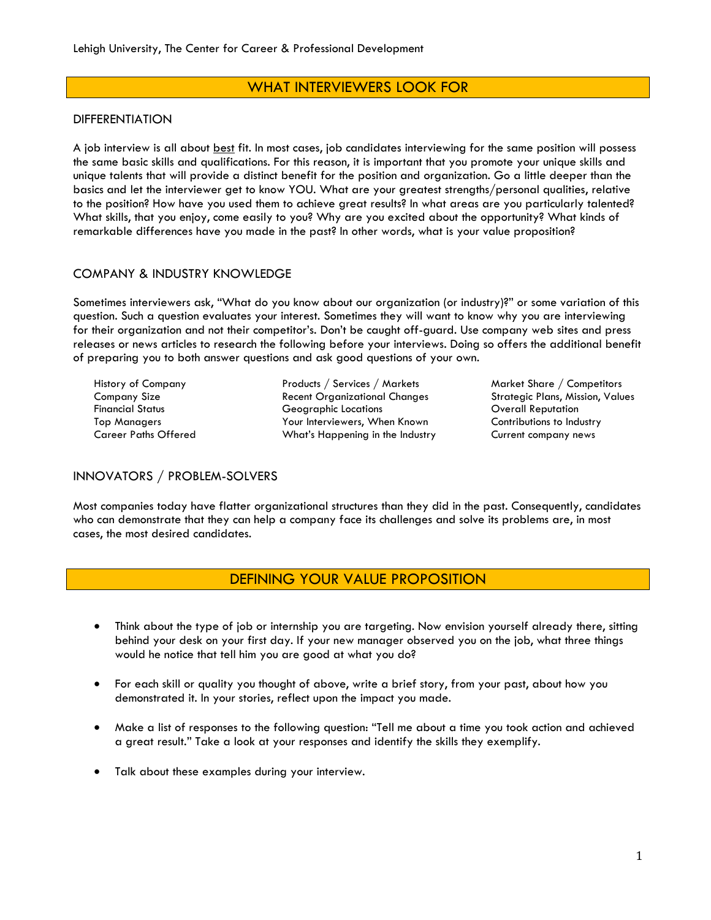# WHAT INTERVIEWERS LOOK FOR

## DIFFERENTIATION

A job interview is all about <u>best</u> fit. In most cases, job candidates interviewing for the same position will possess the same basic skills and qualifications. For this reason, it is important that you promote your unique skills and unique talents that will provide a distinct benefit for the position and organization. Go a little deeper than the basics and let the interviewer get to know YOU. What are your greatest strengths/personal qualities, relative to the position? How have you used them to achieve great results? In what areas are you particularly talented? What skills, that you enjoy, come easily to you? Why are you excited about the opportunity? What kinds of remarkable differences have you made in the past? In other words, what is your value proposition?

## COMPANY & INDUSTRY KNOWLEDGE

Sometimes interviewers ask, "What do you know about our organization (or industry)?" or some variation of this question. Such a question evaluates your interest. Sometimes they will want to know why you are interviewing for their organization and not their competitor's. Don't be caught off-guard. Use company web sites and press releases or news articles to research the following before your interviews. Doing so offers the additional benefit of preparing you to both answer questions and ask good questions of your own.

- History of Company
- Company Size
- Financial Status
- Top Managers
- Career Paths Offered
- Products / Services / Markets
- Recent Organizational Changes
- Geographic Locations
- Your Interviewers, When Known
- What's Happening in the Industry
- Market Share / Competitors
- Strategic Plans, Mission, Values
- Overall Reputation
- Contributions to Industry
- Current company news

## INNOVATORS / PROBLEM-SOLVERS

Most companies today have flatter organizational structures than they did in the past. Consequently, candidates who can demonstrate that they can help a company face its challenges and solve its problems are, in most cases, the most desired candidates.

# DEFINING YOUR VALUE PROPOSITION

- Think about the type of job or internship you are targeting. Now envision yourself already there, sitting behind your desk on your first day. If your new manager observed you on the job, what three things would he notice that tell him you are good at what you do?

- For each skill or quality you thought of above, write a brief story, from your past, about how you demonstrated it. In your stories, reflect upon the impact you made.

- Make a list of responses to the following question: "Tell me about a time you took action and achieved a great result." Take a look at your responses and identify the skills they exemplify.

- Talk about these examples during your interview.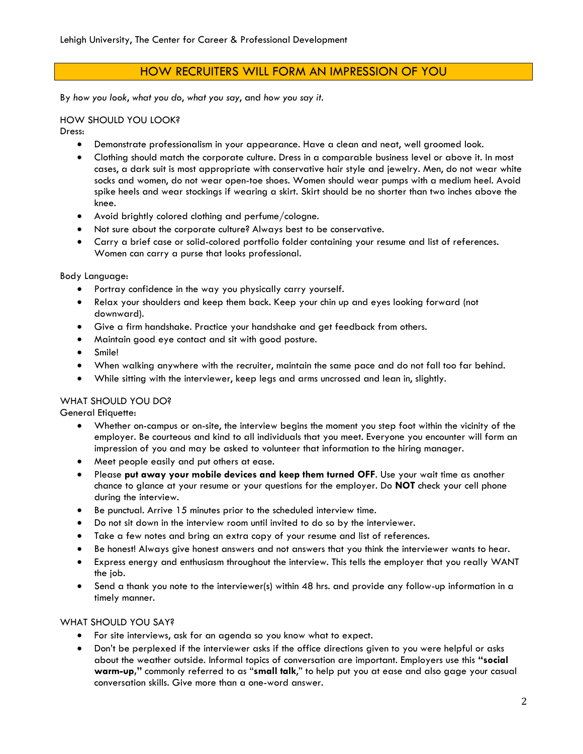## HOW RECRUITERS WILL FORM AN IMPRESSION OF YOU

By *how you look*, *what you do*, *what you say*, and *how you say it*.

### HOW SHOULD YOU LOOK?

Dress:

- Demonstrate professionalism in your appearance. Have a clean and neat, well groomed look.
- Clothing should match the corporate culture. Dress in a comparable business level or above it. In most cases, a dark suit is most appropriate with conservative hair style and jewelry. Men, do not wear white socks and women, do not wear open-toe shoes. Women should wear pumps with a medium heel. Avoid spike heels and wear stockings if wearing a skirt. Skirt should be no shorter than two inches above the knee.
- Avoid brightly colored clothing and perfume/cologne.
- Not sure about the corporate culture? Always best to be conservative.
- Carry a brief case or solid-colored portfolio folder containing your resume and list of references. Women can carry a purse that looks professional.

Body Language:

- Portray confidence in the way you physically carry yourself.
- Relax your shoulders and keep them back. Keep your chin up and eyes looking forward (not downward).
- Give a firm handshake. Practice your handshake and get feedback from others.
- Maintain good eye contact and sit with good posture.
- Smile!
- When walking anywhere with the recruiter, maintain the same pace and do not fall too far behind.
- While sitting with the interviewer, keep legs and arms uncrossed and lean in, slightly.

### WHAT SHOULD YOU DO?

General Etiquette:

- Whether on-campus or on-site, the interview begins the moment you step foot within the vicinity of the employer. Be courteous and kind to all individuals that you meet. Everyone you encounter will form an impression of you and may be asked to volunteer that information to the hiring manager.
- Meet people easily and put others at ease.
- Please **put away your mobile devices and keep them turned OFF**. Use your wait time as another chance to glance at your resume or your questions for the employer. Do **NOT** check your cell phone during the interview.
- Be punctual. Arrive 15 minutes prior to the scheduled interview time.
- Do not sit down in the interview room until invited to do so by the interviewer.
- Take a few notes and bring an extra copy of your resume and list of references.
- Be honest! Always give honest answers and not answers that you think the interviewer wants to hear.
- Express energy and enthusiasm throughout the interview. This tells the employer that you really WANT the job.
- Send a thank you note to the interviewer(s) within 48 hrs. and provide any follow-up information in a timely manner.

### WHAT SHOULD YOU SAY?

- For site interviews, ask for an agenda so you know what to expect.
- Don't be perplexed if the interviewer asks if the office directions given to you were helpful or asks about the weather outside. Informal topics of conversation are important. Employers use this **"social warm-up,"** commonly referred to as "**small talk**," to help put you at ease and also gage your casual conversation skills. Give more than a one-word answer.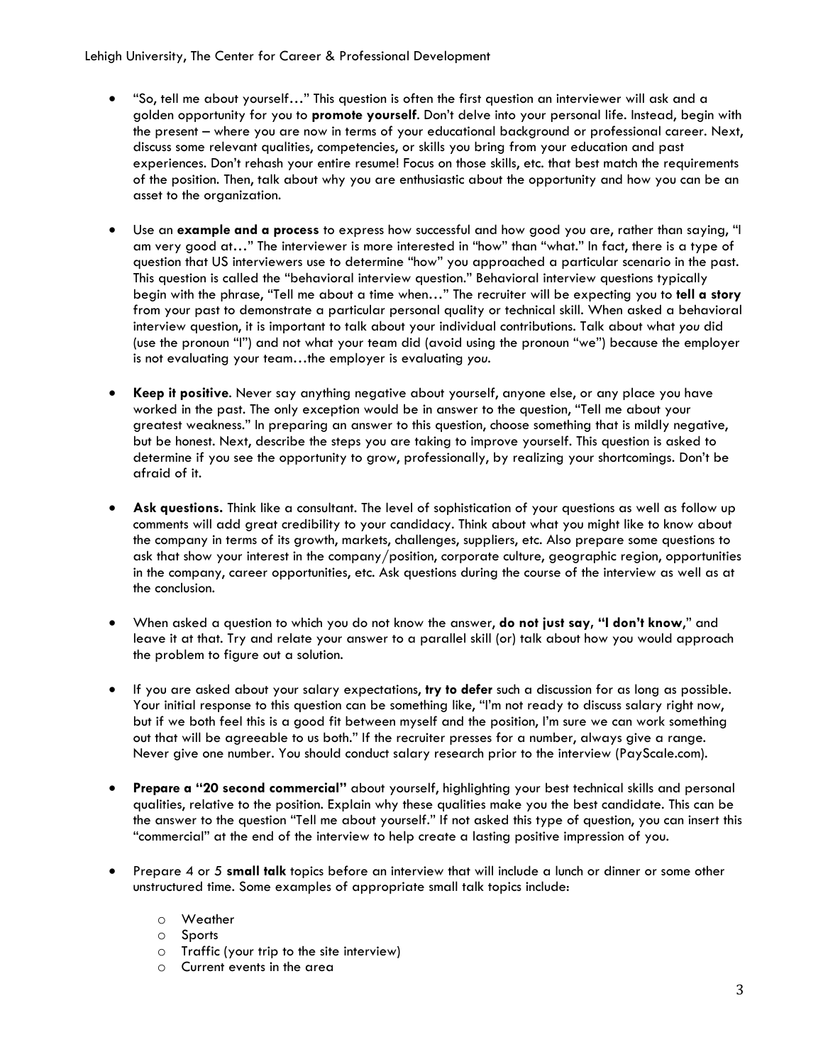- "So, tell me about yourself…" This question is often the first question an interviewer will ask and a golden opportunity for you to **promote yourself**. Don't delve into your personal life. Instead, begin with the present – where you are now in terms of your educational background or professional career. Next, discuss some relevant qualities, competencies, or skills you bring from your education and past experiences. Don't rehash your entire resume! Focus on those skills, etc. that best match the requirements of the position. Then, talk about why you are enthusiastic about the opportunity and how you can be an asset to the organization.

- Use an **example and a process** to express how successful and how good you are, rather than saying, "I am very good at…" The interviewer is more interested in "how" than "what." In fact, there is a type of question that US interviewers use to determine "how" you approached a particular scenario in the past. This question is called the "behavioral interview question." Behavioral interview questions typically begin with the phrase, "Tell me about a time when…" The recruiter will be expecting you to **tell a story** from your past to demonstrate a particular personal quality or technical skill. When asked a behavioral interview question, it is important to talk about your individual contributions. Talk about what *you* did (use the pronoun "I") and not what your team did (avoid using the pronoun "we") because the employer is not evaluating your team…the employer is evaluating *you*.

- **Keep it positive**. Never say anything negative about yourself, anyone else, or any place you have worked in the past. The only exception would be in answer to the question, "Tell me about your greatest weakness." In preparing an answer to this question, choose something that is mildly negative, but be honest. Next, describe the steps you are taking to improve yourself. This question is asked to determine if you see the opportunity to grow, professionally, by realizing your shortcomings. Don't be afraid of it.

- **Ask questions.** Think like a consultant. The level of sophistication of your questions as well as follow up comments will add great credibility to your candidacy. Think about what you might like to know about the company in terms of its growth, markets, challenges, suppliers, etc. Also prepare some questions to ask that show your interest in the company/position, corporate culture, geographic region, opportunities in the company, career opportunities, etc. Ask questions during the course of the interview as well as at the conclusion.

- When asked a question to which you do not know the answer, **do not just say, "I don't know**," and leave it at that. Try and relate your answer to a parallel skill (or) talk about how you would approach the problem to figure out a solution.

- If you are asked about your salary expectations, **try to defer** such a discussion for as long as possible. Your initial response to this question can be something like, "I'm not ready to discuss salary right now, but if we both feel this is a good fit between myself and the position, I'm sure we can work something out that will be agreeable to us both." If the recruiter presses for a number, always give a range. Never give one number. You should conduct salary research prior to the interview (PayScale.com).

- **Prepare a "20 second commercial"** about yourself, highlighting your best technical skills and personal qualities, relative to the position. Explain why these qualities make you the best candidate. This can be the answer to the question "Tell me about yourself." If not asked this type of question, you can insert this "commercial" at the end of the interview to help create a lasting positive impression of you.

- Prepare 4 or 5 **small talk** topics before an interview that will include a lunch or dinner or some other unstructured time. Some examples of appropriate small talk topics include:
  - Weather
  - Sports
  - Traffic (your trip to the site interview)
  - Current events in the area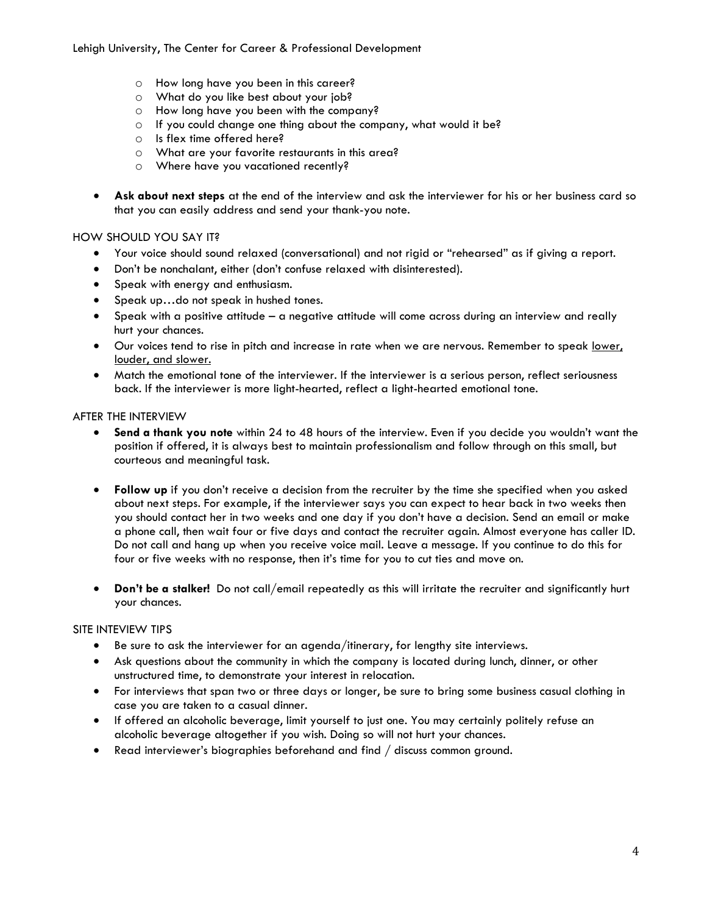- How long have you been in this career?
- What do you like best about your job?
- How long have you been with the company?
- If you could change one thing about the company, what would it be?
- Is flex time offered here?
- What are your favorite restaurants in this area?
- Where have you vacationed recently?

- **Ask about next steps** at the end of the interview and ask the interviewer for his or her business card so that you can easily address and send your thank-you note.

## HOW SHOULD YOU SAY IT?

- Your voice should sound relaxed (conversational) and not rigid or "rehearsed" as if giving a report.
- Don't be nonchalant, either (don't confuse relaxed with disinterested).
- Speak with energy and enthusiasm.
- Speak up…do not speak in hushed tones.
- Speak with a positive attitude – a negative attitude will come across during an interview and really hurt your chances.
- Our voices tend to rise in pitch and increase in rate when we are nervous. Remember to speak <u>lower, louder, and slower.</u>
- Match the emotional tone of the interviewer. If the interviewer is a serious person, reflect seriousness back. If the interviewer is more light-hearted, reflect a light-hearted emotional tone.

## AFTER THE INTERVIEW

- **Send a thank you note** within 24 to 48 hours of the interview. Even if you decide you wouldn't want the position if offered, it is always best to maintain professionalism and follow through on this small, but courteous and meaningful task.

- **Follow up** if you don't receive a decision from the recruiter by the time she specified when you asked about next steps. For example, if the interviewer says you can expect to hear back in two weeks then you should contact her in two weeks and one day if you don't have a decision. Send an email or make a phone call, then wait four or five days and contact the recruiter again. Almost everyone has caller ID. Do not call and hang up when you receive voice mail. Leave a message. If you continue to do this for four or five weeks with no response, then it's time for you to cut ties and move on.

- **Don't be a stalker!** Do not call/email repeatedly as this will irritate the recruiter and significantly hurt your chances.

## SITE INTEVIEW TIPS

- Be sure to ask the interviewer for an agenda/itinerary, for lengthy site interviews.
- Ask questions about the community in which the company is located during lunch, dinner, or other unstructured time, to demonstrate your interest in relocation.
- For interviews that span two or three days or longer, be sure to bring some business casual clothing in case you are taken to a casual dinner.
- If offered an alcoholic beverage, limit yourself to just one. You may certainly politely refuse an alcoholic beverage altogether if you wish. Doing so will not hurt your chances.
- Read interviewer's biographies beforehand and find / discuss common ground.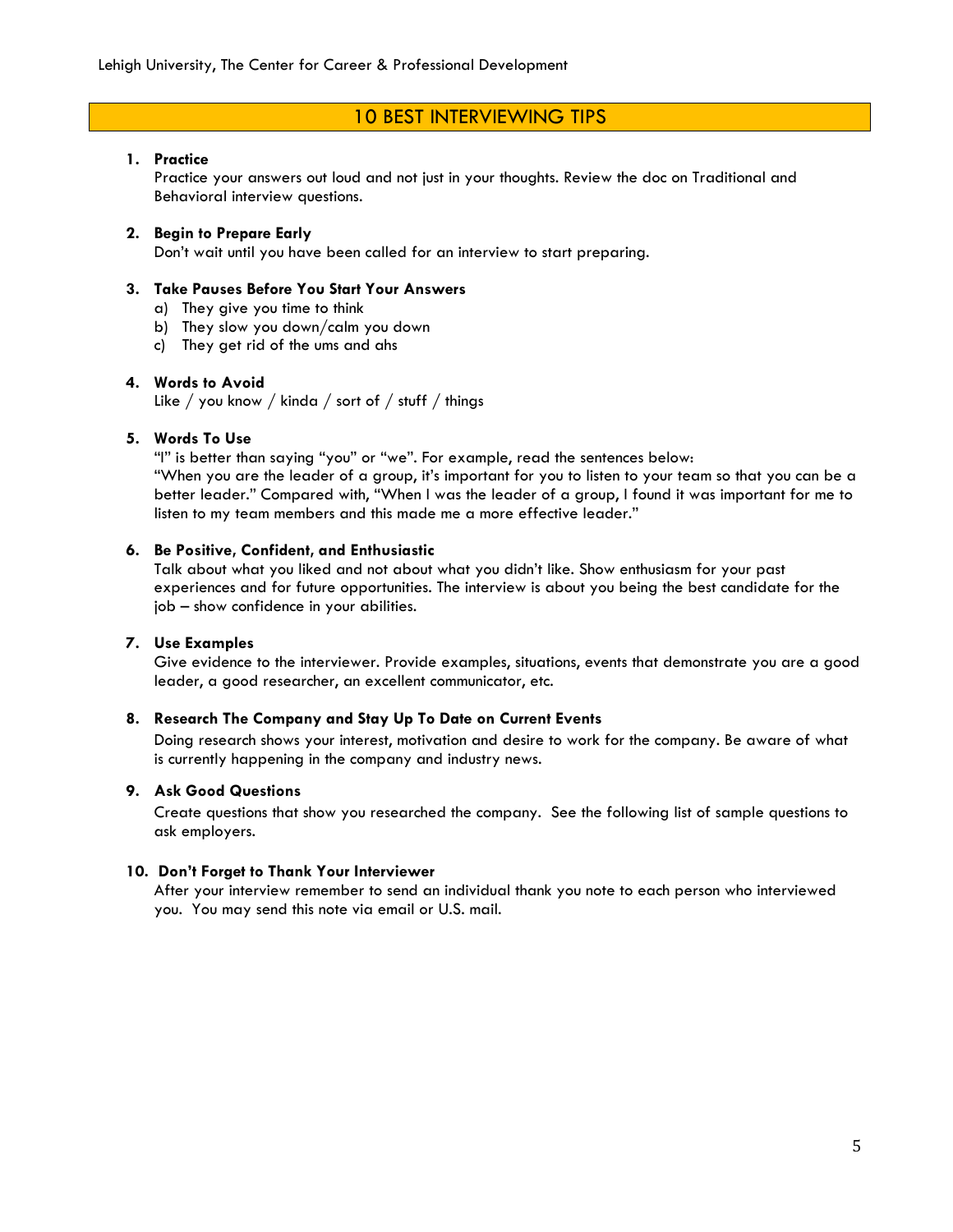## 10 BEST INTERVIEWING TIPS

1. **Practice**
   Practice your answers out loud and not just in your thoughts. Review the doc on Traditional and Behavioral interview questions.

2. **Begin to Prepare Early**
   Don't wait until you have been called for an interview to start preparing.

3. **Take Pauses Before You Start Your Answers**
   a) They give you time to think
   b) They slow you down/calm you down
   c) They get rid of the ums and ahs

4. **Words to Avoid**
   Like / you know / kinda / sort of / stuff / things

5. **Words To Use**
   "I" is better than saying "you" or "we". For example, read the sentences below:
   "When you are the leader of a group, it's important for you to listen to your team so that you can be a better leader." Compared with, "When I was the leader of a group, I found it was important for me to listen to my team members and this made me a more effective leader."

6. **Be Positive, Confident, and Enthusiastic**
   Talk about what you liked and not about what you didn't like. Show enthusiasm for your past experiences and for future opportunities. The interview is about you being the best candidate for the job – show confidence in your abilities.

7. **Use Examples**
   Give evidence to the interviewer. Provide examples, situations, events that demonstrate you are a good leader, a good researcher, an excellent communicator, etc.

8. **Research The Company and Stay Up To Date on Current Events**
   Doing research shows your interest, motivation and desire to work for the company. Be aware of what is currently happening in the company and industry news.

9. **Ask Good Questions**
   Create questions that show you researched the company. See the following list of sample questions to ask employers.

10. **Don't Forget to Thank Your Interviewer**
    After your interview remember to send an individual thank you note to each person who interviewed you. You may send this note via email or U.S. mail.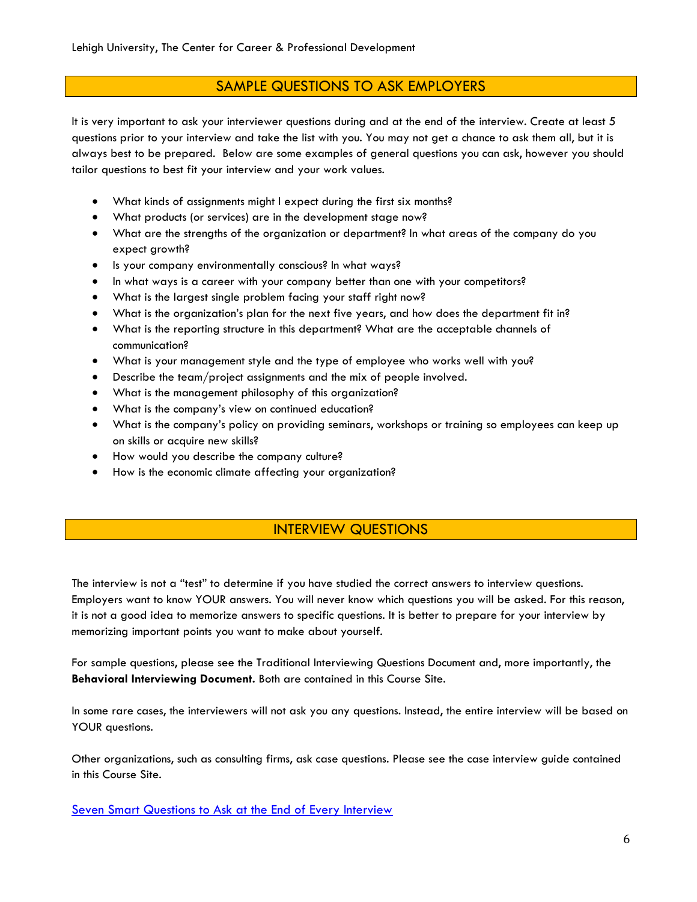## SAMPLE QUESTIONS TO ASK EMPLOYERS

It is very important to ask your interviewer questions during and at the end of the interview. Create at least 5 questions prior to your interview and take the list with you. You may not get a chance to ask them all, but it is always best to be prepared. Below are some examples of general questions you can ask, however you should tailor questions to best fit your interview and your work values.

- What kinds of assignments might I expect during the first six months?
- What products (or services) are in the development stage now?
- What are the strengths of the organization or department? In what areas of the company do you expect growth?
- Is your company environmentally conscious? In what ways?
- In what ways is a career with your company better than one with your competitors?
- What is the largest single problem facing your staff right now?
- What is the organization's plan for the next five years, and how does the department fit in?
- What is the reporting structure in this department? What are the acceptable channels of communication?
- What is your management style and the type of employee who works well with you?
- Describe the team/project assignments and the mix of people involved.
- What is the management philosophy of this organization?
- What is the company's view on continued education?
- What is the company's policy on providing seminars, workshops or training so employees can keep up on skills or acquire new skills?
- How would you describe the company culture?
- How is the economic climate affecting your organization?

## INTERVIEW QUESTIONS

The interview is not a "test" to determine if you have studied the correct answers to interview questions. Employers want to know YOUR answers. You will never know which questions you will be asked. For this reason, it is not a good idea to memorize answers to specific questions. It is better to prepare for your interview by memorizing important points you want to make about yourself.

For sample questions, please see the Traditional Interviewing Questions Document and, more importantly, the **Behavioral Interviewing Document.** Both are contained in this Course Site.

In some rare cases, the interviewers will not ask you any questions. Instead, the entire interview will be based on YOUR questions.

Other organizations, such as consulting firms, ask case questions. Please see the case interview guide contained in this Course Site.

Seven Smart Questions to Ask at the End of Every Interview